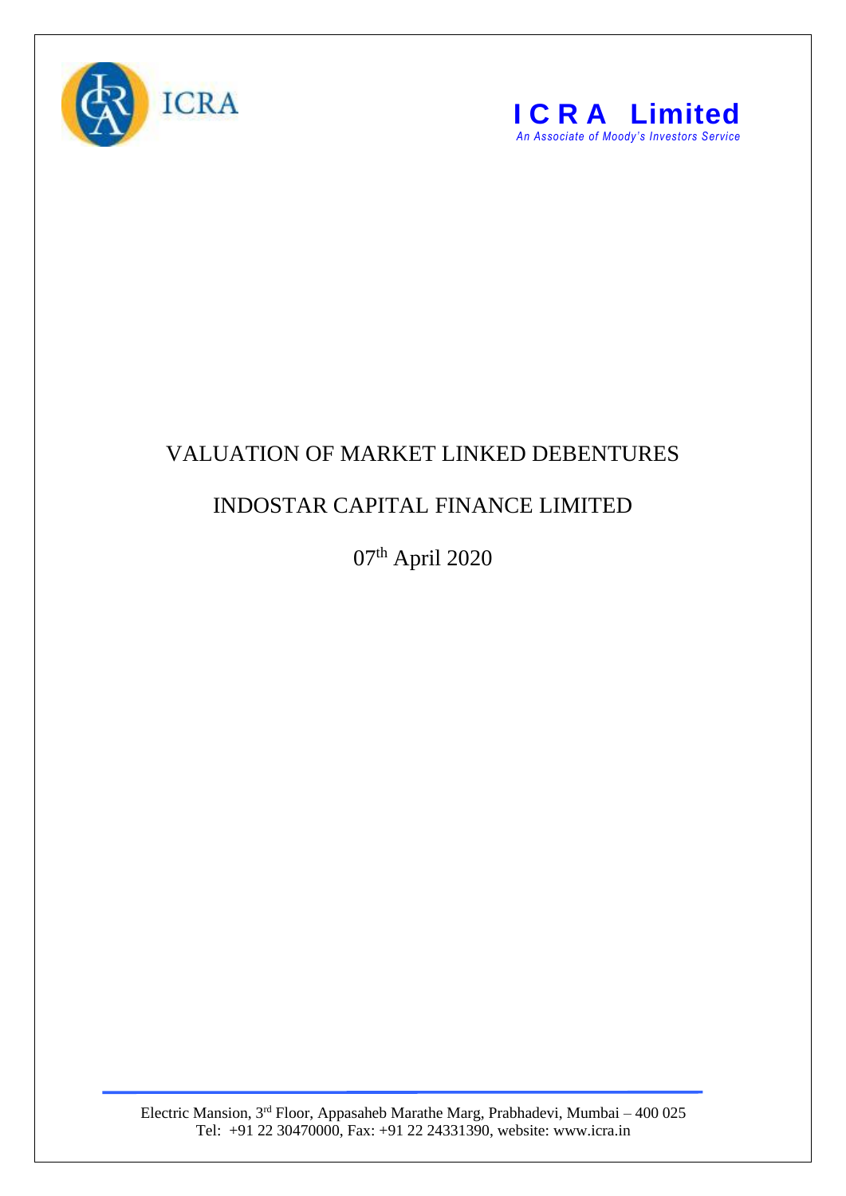ICRA

**ICRA Limited**

*An Associate of Moody's Investors Service*

# VALUATION OF MARKET LINKED DEBENTURES

## INDOSTAR CAPITAL FINANCE LIMITED

07th April 2020

Electric Mansion, 3rd Floor, Appasaheb Marathe Marg, Prabhadevi, Mumbai – 400 025
Tel: +91 22 30470000, Fax: +91 22 24331390, website: www.icra.in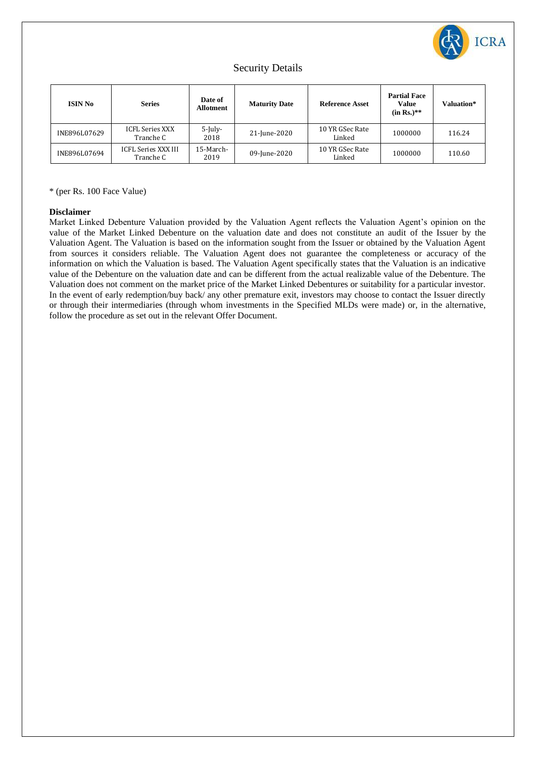## Security Details

| ISIN No | Series | Date of Allotment | Maturity Date | Reference Asset | Partial Face Value (in Rs.)** | Valuation* |
|---|---|---|---|---|---|---|
| INE896L07629 | ICFL Series XXX Tranche C | 5-July-2018 | 21-June-2020 | 10 YR GSec Rate Linked | 1000000 | 116.24 |
| INE896L07694 | ICFL Series XXX III Tranche C | 15-March-2019 | 09-June-2020 | 10 YR GSec Rate Linked | 1000000 | 110.60 |

* (per Rs. 100 Face Value)

**Disclaimer**

Market Linked Debenture Valuation provided by the Valuation Agent reflects the Valuation Agent's opinion on the value of the Market Linked Debenture on the valuation date and does not constitute an audit of the Issuer by the Valuation Agent. The Valuation is based on the information sought from the Issuer or obtained by the Valuation Agent from sources it considers reliable. The Valuation Agent does not guarantee the completeness or accuracy of the information on which the Valuation is based. The Valuation Agent specifically states that the Valuation is an indicative value of the Debenture on the valuation date and can be different from the actual realizable value of the Debenture. The Valuation does not comment on the market price of the Market Linked Debentures or suitability for a particular investor. In the event of early redemption/buy back/ any other premature exit, investors may choose to contact the Issuer directly or through their intermediaries (through whom investments in the Specified MLDs were made) or, in the alternative, follow the procedure as set out in the relevant Offer Document.